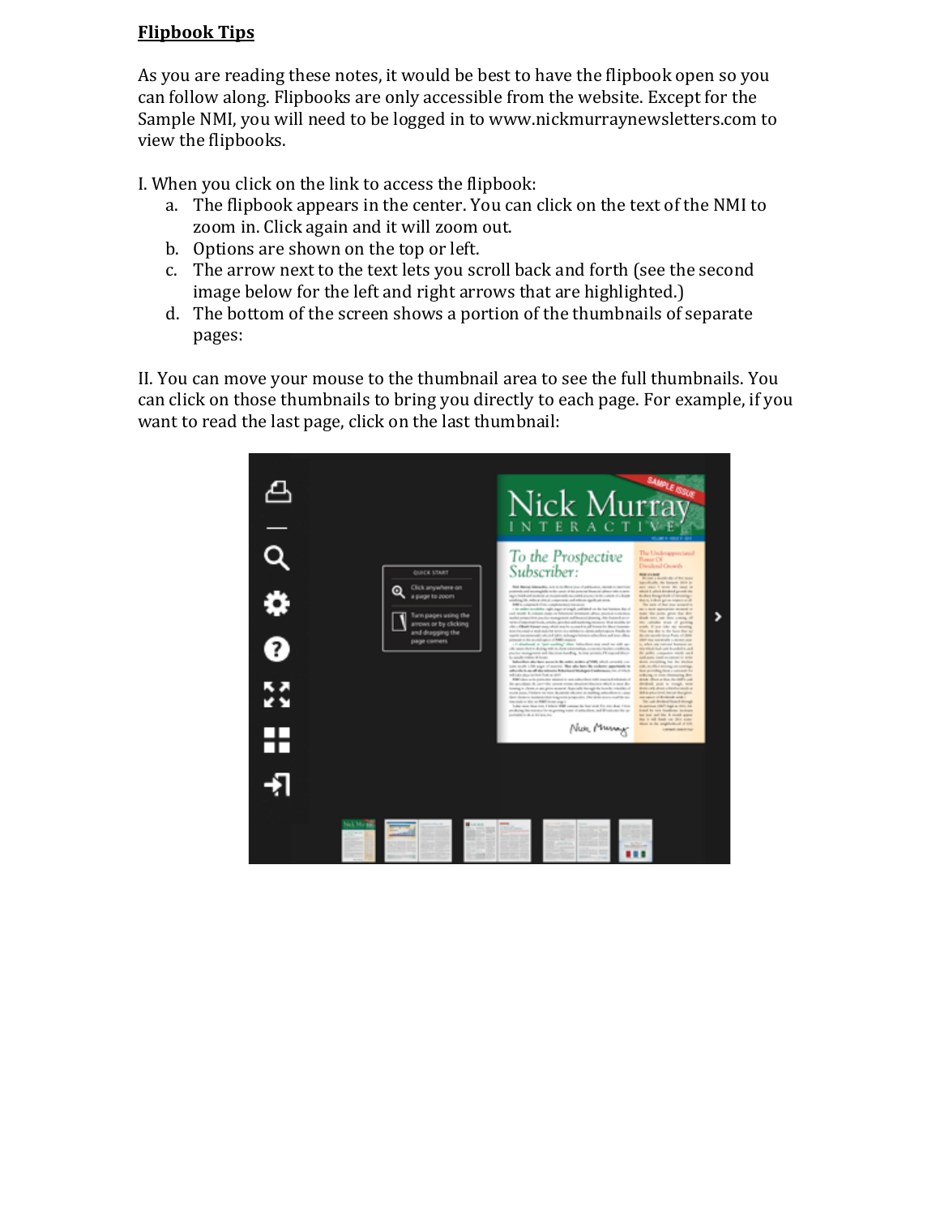**Flipbook Tips**

As you are reading these notes, it would be best to have the flipbook open so you can follow along. Flipbooks are only accessible from the website. Except for the Sample NMI, you will need to be logged in to www.nickmurraynewsletters.com to view the flipbooks.

I. When you click on the link to access the flipbook:

a. The flipbook appears in the center. You can click on the text of the NMI to zoom in. Click again and it will zoom out.
b. Options are shown on the top or left.
c. The arrow next to the text lets you scroll back and forth (see the second image below for the left and right arrows that are highlighted.)
d. The bottom of the screen shows a portion of the thumbnails of separate pages:

II. You can move your mouse to the thumbnail area to see the full thumbnails. You can click on those thumbnails to bring you directly to each page. For example, if you want to read the last page, click on the last thumbnail: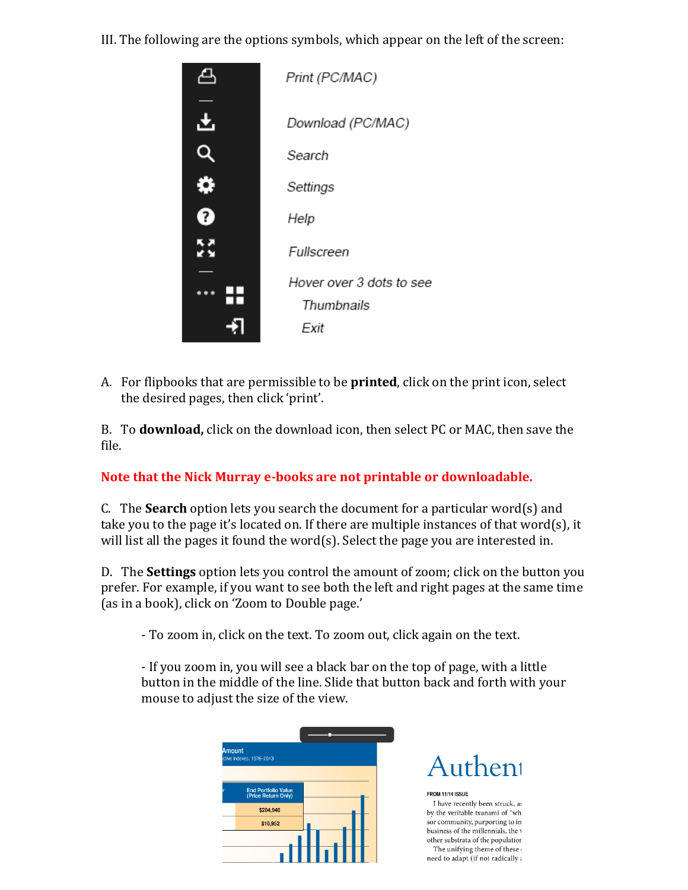III. The following are the options symbols, which appear on the left of the screen:

Print (PC/MAC)

Download (PC/MAC)

Search

Settings

Help

Fullscreen

Hover over 3 dots to see

Thumbnails

Exit

A. For flipbooks that are permissible to be **printed**, click on the print icon, select the desired pages, then click 'print'.

B. To **download,** click on the download icon, then select PC or MAC, then save the file.

**Note that the Nick Murray e-books are not printable or downloadable.**

C. The **Search** option lets you search the document for a particular word(s) and take you to the page it's located on. If there are multiple instances of that word(s), it will list all the pages it found the word(s). Select the page you are interested in.

D. The **Settings** option lets you control the amount of zoom; click on the button you prefer. For example, if you want to see both the left and right pages at the same time (as in a book), click on 'Zoom to Double page.'

- To zoom in, click on the text. To zoom out, click again on the text.

- If you zoom in, you will see a black bar on the top of page, with a little button in the middle of the line. Slide that button back and forth with your mouse to adjust the size of the view.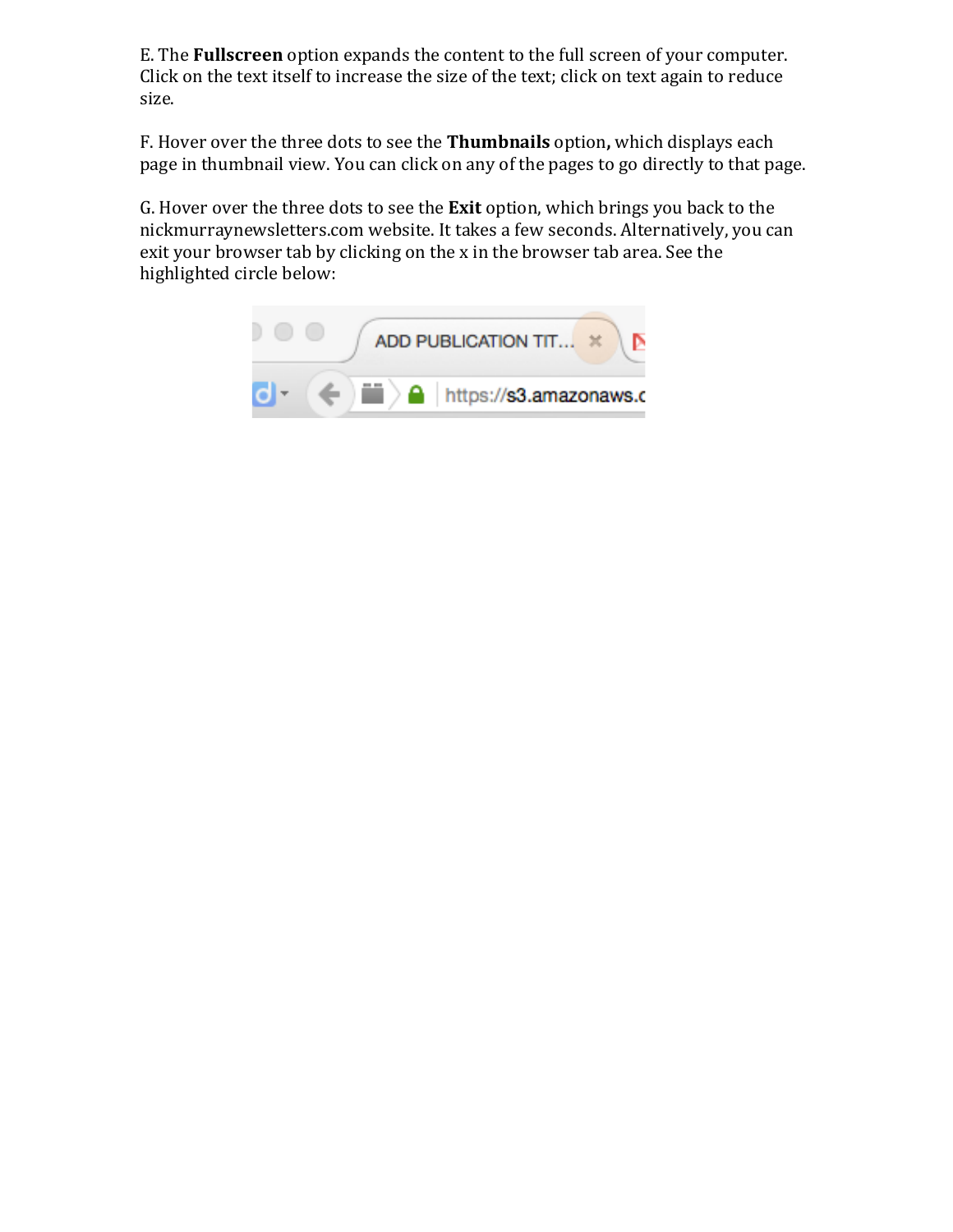E. The **Fullscreen** option expands the content to the full screen of your computer. Click on the text itself to increase the size of the text; click on text again to reduce size.

F. Hover over the three dots to see the **Thumbnails** option**,** which displays each page in thumbnail view. You can click on any of the pages to go directly to that page.

G. Hover over the three dots to see the **Exit** option, which brings you back to the nickmurraynewsletters.com website. It takes a few seconds. Alternatively, you can exit your browser tab by clicking on the x in the browser tab area. See the highlighted circle below: